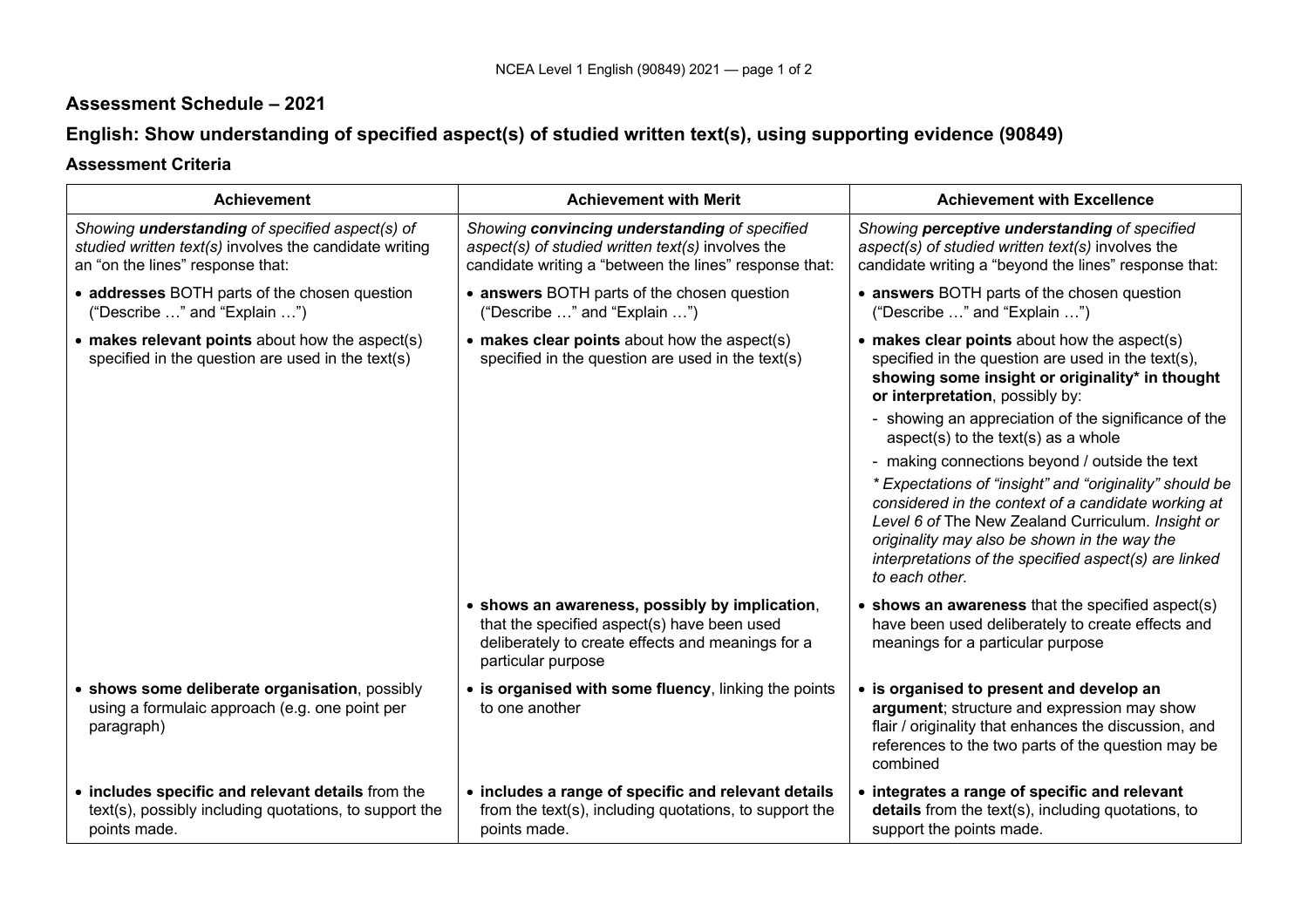## Assessment Schedule – 2021

## English: Show understanding of specified aspect(s) of studied written text(s), using supporting evidence (90849)

### Assessment Criteria

| Achievement | Achievement with Merit | Achievement with Excellence |
|---|---|---|
| *Showing **understanding** of specified aspect(s) of studied written text(s)* involves the candidate writing an "on the lines" response that: | *Showing **convincing understanding** of specified aspect(s) of studied written text(s)* involves the candidate writing a "between the lines" response that: | *Showing **perceptive understanding** of specified aspect(s) of studied written text(s)* involves the candidate writing a "beyond the lines" response that: |
| • **addresses** BOTH parts of the chosen question ("Describe …" and "Explain …") | • **answers** BOTH parts of the chosen question ("Describe …" and "Explain …") | • **answers** BOTH parts of the chosen question ("Describe …" and "Explain …") |
| • **makes relevant points** about how the aspect(s) specified in the question are used in the text(s) | • **makes clear points** about how the aspect(s) specified in the question are used in the text(s) | • **makes clear points** about how the aspect(s) specified in the question are used in the text(s), **showing some insight or originality\* in thought or interpretation**, possibly by:<br>- showing an appreciation of the significance of the aspect(s) to the text(s) as a whole<br>- making connections beyond / outside the text<br>*\* Expectations of "insight" and "originality" should be considered in the context of a candidate working at Level 6 of* The New Zealand Curriculum. *Insight or originality may also be shown in the way the interpretations of the specified aspect(s) are linked to each other.* |
| | • **shows an awareness, possibly by implication**, that the specified aspect(s) have been used deliberately to create effects and meanings for a particular purpose | • **shows an awareness** that the specified aspect(s) have been used deliberately to create effects and meanings for a particular purpose |
| • **shows some deliberate organisation**, possibly using a formulaic approach (e.g. one point per paragraph) | • **is organised with some fluency**, linking the points to one another | • **is organised to present and develop an argument**; structure and expression may show flair / originality that enhances the discussion, and references to the two parts of the question may be combined |
| • **includes specific and relevant details** from the text(s), possibly including quotations, to support the points made. | • **includes a range of specific and relevant details** from the text(s), including quotations, to support the points made. | • **integrates a range of specific and relevant details** from the text(s), including quotations, to support the points made. |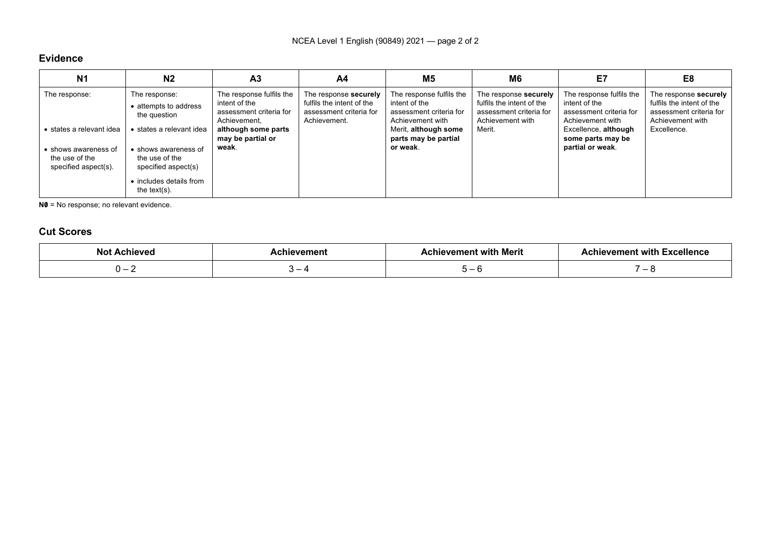## Evidence

| N1 | N2 | A3 | A4 | M5 | M6 | E7 | E8 |
|---|---|---|---|---|---|---|---|
| The response:<br><br>• states a relevant idea<br><br>• shows awareness of the use of the specified aspect(s). | The response:<br>• attempts to address the question<br>• states a relevant idea<br>• shows awareness of the use of the specified aspect(s)<br>• includes details from the text(s). | The response fulfils the intent of the assessment criteria for Achievement, **although some parts may be partial or weak**. | The response **securely** fulfils the intent of the assessment criteria for Achievement. | The response fulfils the intent of the assessment criteria for Achievement with Merit, **although some parts may be partial or weak**. | The response **securely** fulfils the intent of the assessment criteria for Achievement with Merit. | The response fulfils the intent of the assessment criteria for Achievement with Excellence, **although some parts may be partial or weak**. | The response **securely** fulfils the intent of the assessment criteria for Achievement with Excellence. |

**N0** = No response; no relevant evidence.

## Cut Scores

| Not Achieved | Achievement | Achievement with Merit | Achievement with Excellence |
|---|---|---|---|
| 0 – 2 | 3 – 4 | 5 – 6 | 7 – 8 |